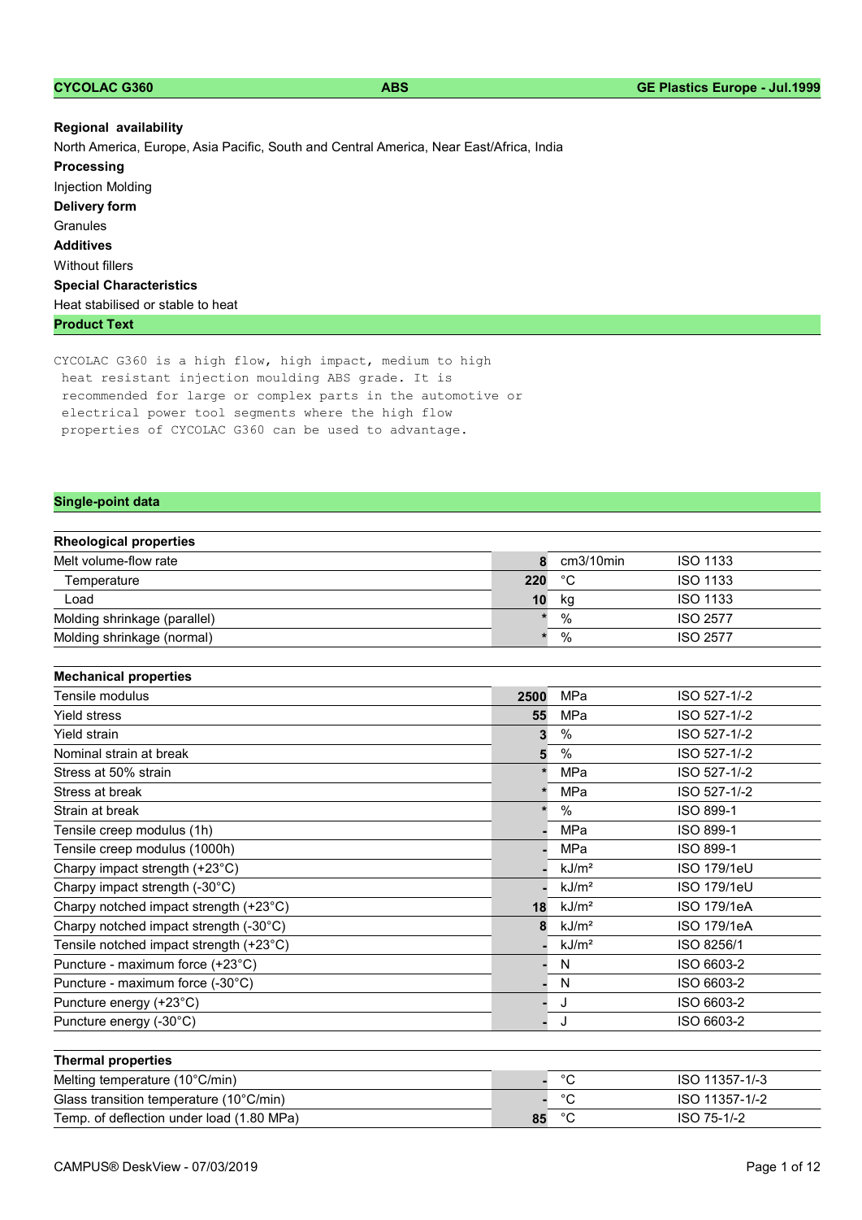**CYCOLAC G360** | **ABS** | **GE Plastics Europe - Jul.1999**

**Regional availability**

North America, Europe, Asia Pacific, South and Central America, Near East/Africa, India

**Processing**

Injection Molding

**Delivery form**

Granules

**Additives**

Without fillers

**Special Characteristics**

Heat stabilised or stable to heat

## Product Text

```
CYCOLAC G360 is a high flow, high impact, medium to high
 heat resistant injection moulding ABS grade. It is
 recommended for large or complex parts in the automotive or
 electrical power tool segments where the high flow
 properties of CYCOLAC G360 can be used to advantage.
```

## Single-point data

| Rheological properties | | | |
|---|---|---|---|
| Melt volume-flow rate | 8 | cm3/10min | ISO 1133 |
| Temperature | 220 | °C | ISO 1133 |
| Load | 10 | kg | ISO 1133 |
| Molding shrinkage (parallel) | * | % | ISO 2577 |
| Molding shrinkage (normal) | * | % | ISO 2577 |

| Mechanical properties | | | |
|---|---|---|---|
| Tensile modulus | 2500 | MPa | ISO 527-1/-2 |
| Yield stress | 55 | MPa | ISO 527-1/-2 |
| Yield strain | 3 | % | ISO 527-1/-2 |
| Nominal strain at break | 5 | % | ISO 527-1/-2 |
| Stress at 50% strain | * | MPa | ISO 527-1/-2 |
| Stress at break | * | MPa | ISO 527-1/-2 |
| Strain at break | * | % | ISO 899-1 |
| Tensile creep modulus (1h) | - | MPa | ISO 899-1 |
| Tensile creep modulus (1000h) | - | MPa | ISO 899-1 |
| Charpy impact strength (+23°C) | - | kJ/m² | ISO 179/1eU |
| Charpy impact strength (-30°C) | - | kJ/m² | ISO 179/1eU |
| Charpy notched impact strength (+23°C) | 18 | kJ/m² | ISO 179/1eA |
| Charpy notched impact strength (-30°C) | 8 | kJ/m² | ISO 179/1eA |
| Tensile notched impact strength (+23°C) | - | kJ/m² | ISO 8256/1 |
| Puncture - maximum force (+23°C) | - | N | ISO 6603-2 |
| Puncture - maximum force (-30°C) | - | N | ISO 6603-2 |
| Puncture energy (+23°C) | - | J | ISO 6603-2 |
| Puncture energy (-30°C) | - | J | ISO 6603-2 |

| Thermal properties | | | |
|---|---|---|---|
| Melting temperature (10°C/min) | - | °C | ISO 11357-1/-3 |
| Glass transition temperature (10°C/min) | - | °C | ISO 11357-1/-2 |
| Temp. of deflection under load (1.80 MPa) | 85 | °C | ISO 75-1/-2 |

CAMPUS® DeskView - 07/03/2019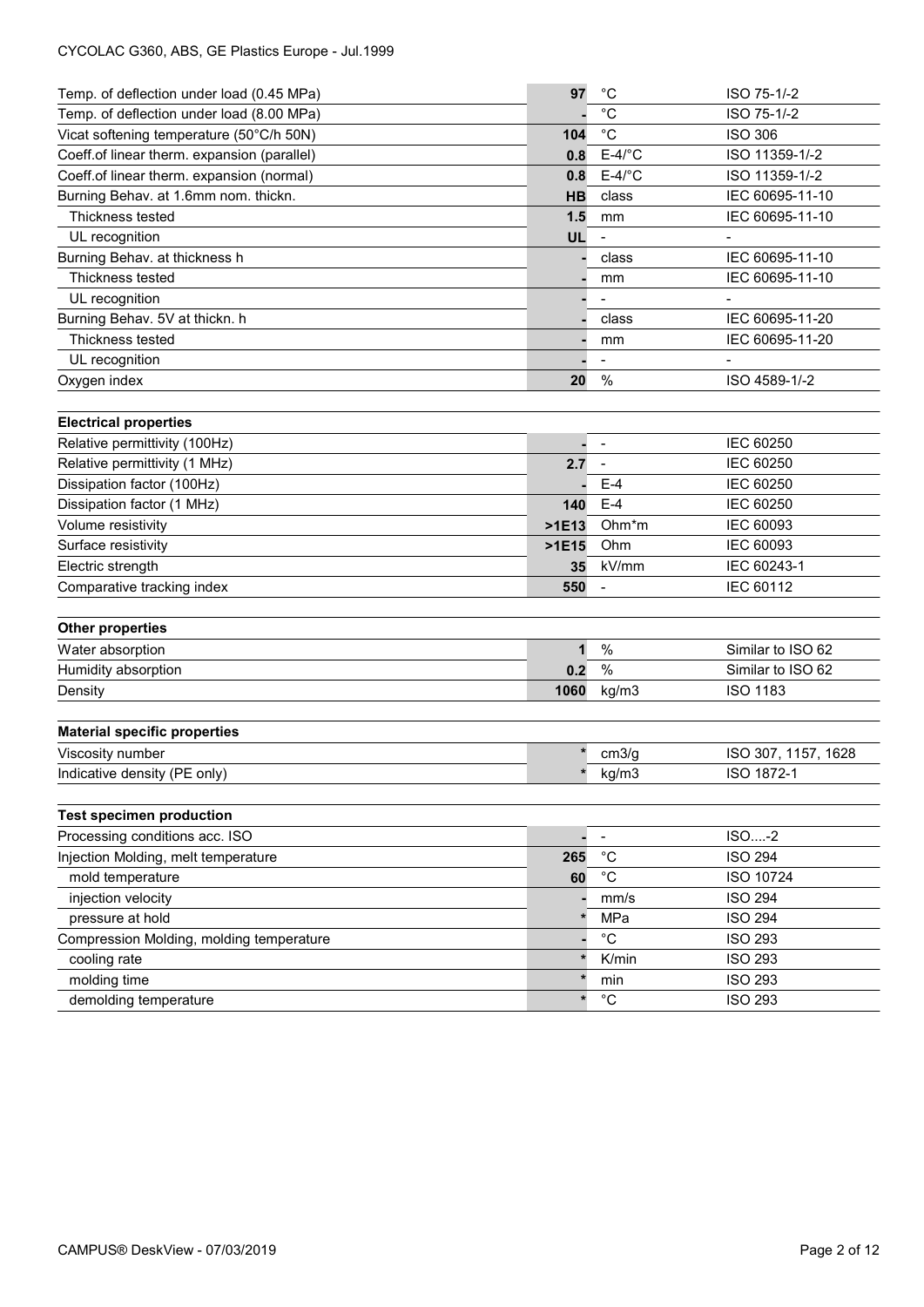| Property | Value | Unit | Test Standard |
|---|---|---|---|
| Temp. of deflection under load (0.45 MPa) | 97 | °C | ISO 75-1/-2 |
| Temp. of deflection under load (8.00 MPa) | - | °C | ISO 75-1/-2 |
| Vicat softening temperature (50°C/h 50N) | 104 | °C | ISO 306 |
| Coeff.of linear therm. expansion (parallel) | 0.8 | E-4/°C | ISO 11359-1/-2 |
| Coeff.of linear therm. expansion (normal) | 0.8 | E-4/°C | ISO 11359-1/-2 |
| Burning Behav. at 1.6mm nom. thickn. | HB | class | IEC 60695-11-10 |
| Thickness tested | 1.5 | mm | IEC 60695-11-10 |
| UL recognition | UL | - | - |
| Burning Behav. at thickness h | - | class | IEC 60695-11-10 |
| Thickness tested | - | mm | IEC 60695-11-10 |
| UL recognition | - | - | - |
| Burning Behav. 5V at thickn. h | - | class | IEC 60695-11-20 |
| Thickness tested | - | mm | IEC 60695-11-20 |
| UL recognition | - | - | - |
| Oxygen index | 20 | % | ISO 4589-1/-2 |

**Electrical properties**

| Property | Value | Unit | Test Standard |
|---|---|---|---|
| Relative permittivity (100Hz) | - | - | IEC 60250 |
| Relative permittivity (1 MHz) | 2.7 | - | IEC 60250 |
| Dissipation factor (100Hz) | - | E-4 | IEC 60250 |
| Dissipation factor (1 MHz) | 140 | E-4 | IEC 60250 |
| Volume resistivity | >1E13 | Ohm*m | IEC 60093 |
| Surface resistivity | >1E15 | Ohm | IEC 60093 |
| Electric strength | 35 | kV/mm | IEC 60243-1 |
| Comparative tracking index | 550 | - | IEC 60112 |

**Other properties**

| Property | Value | Unit | Test Standard |
|---|---|---|---|
| Water absorption | 1 | % | Similar to ISO 62 |
| Humidity absorption | 0.2 | % | Similar to ISO 62 |
| Density | 1060 | kg/m3 | ISO 1183 |

**Material specific properties**

| Property | Value | Unit | Test Standard |
|---|---|---|---|
| Viscosity number | * | cm3/g | ISO 307, 1157, 1628 |
| Indicative density (PE only) | * | kg/m3 | ISO 1872-1 |

**Test specimen production**

| Property | Value | Unit | Test Standard |
|---|---|---|---|
| Processing conditions acc. ISO | - | - | ISO....-2 |
| Injection Molding, melt temperature | 265 | °C | ISO 294 |
| mold temperature | 60 | °C | ISO 10724 |
| injection velocity | - | mm/s | ISO 294 |
| pressure at hold | * | MPa | ISO 294 |
| Compression Molding, molding temperature | - | °C | ISO 293 |
| cooling rate | * | K/min | ISO 293 |
| molding time | * | min | ISO 293 |
| demolding temperature | * | °C | ISO 293 |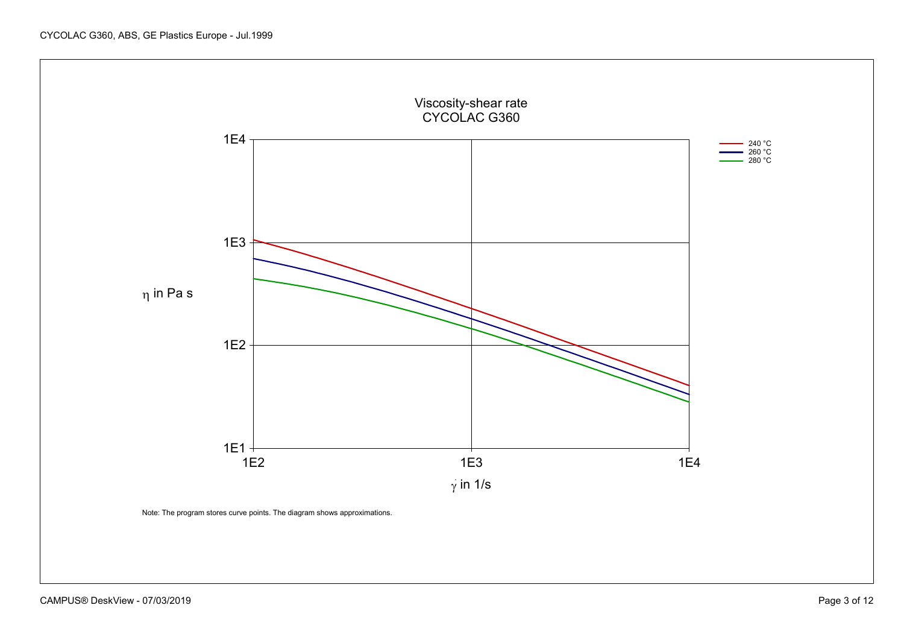Viscosity-shear rate
CYCOLAC G360

Note: The program stores curve points. The diagram shows approximations.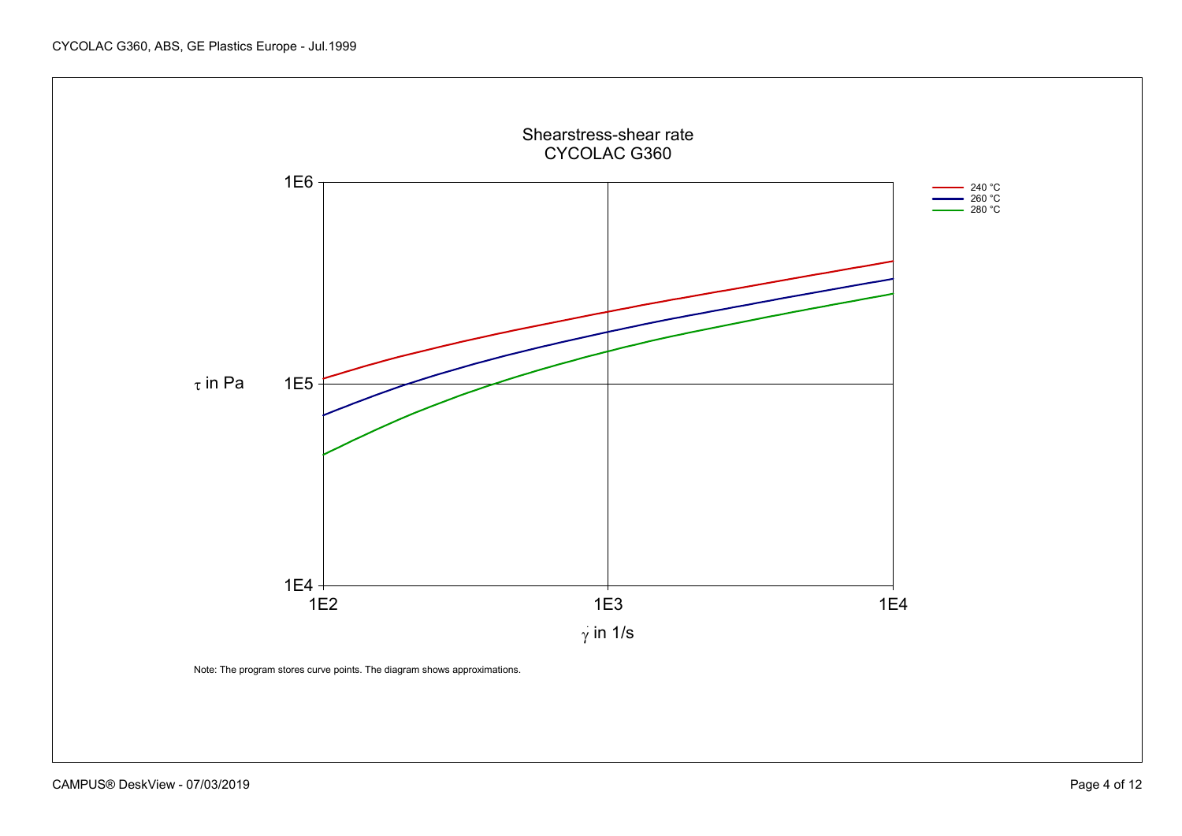## Shearstress-shear rate
## CYCOLAC G360

$\tau$ in Pa

$\dot{\gamma}$ in 1/s

- 240 °C
- 260 °C
- 280 °C

Note: The program stores curve points. The diagram shows approximations.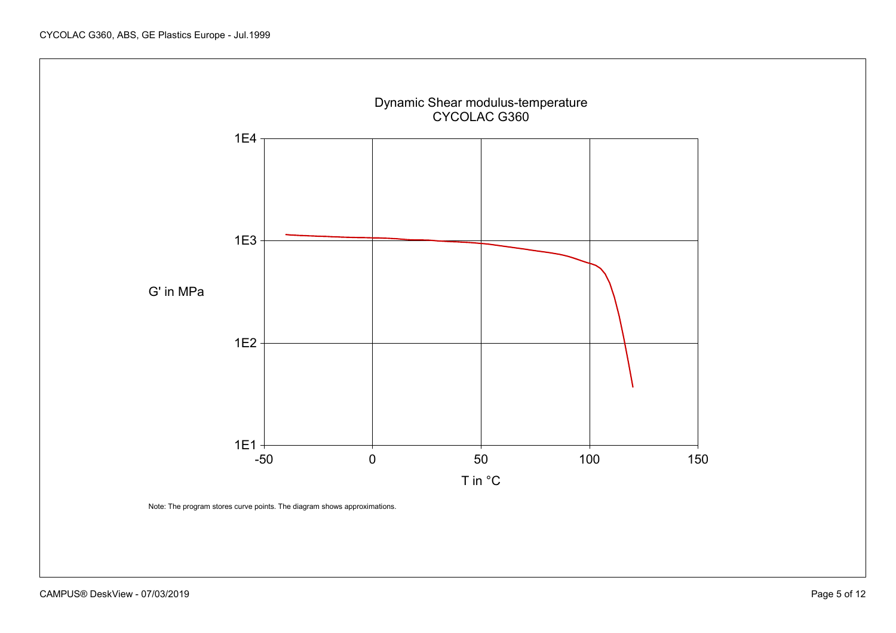Dynamic Shear modulus-temperature
CYCOLAC G360

G' in MPa

T in °C

Note: The program stores curve points. The diagram shows approximations.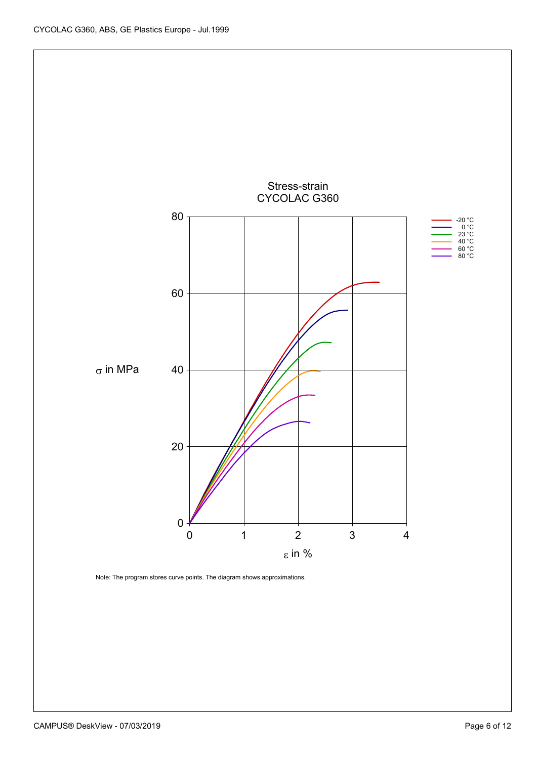Stress-strain
CYCOLAC G360

Legend: -20 °C, 0 °C, 23 °C, 40 °C, 60 °C, 80 °C

σ in MPa (0–80)

ε in % (0–4)

Note: The program stores curve points. The diagram shows approximations.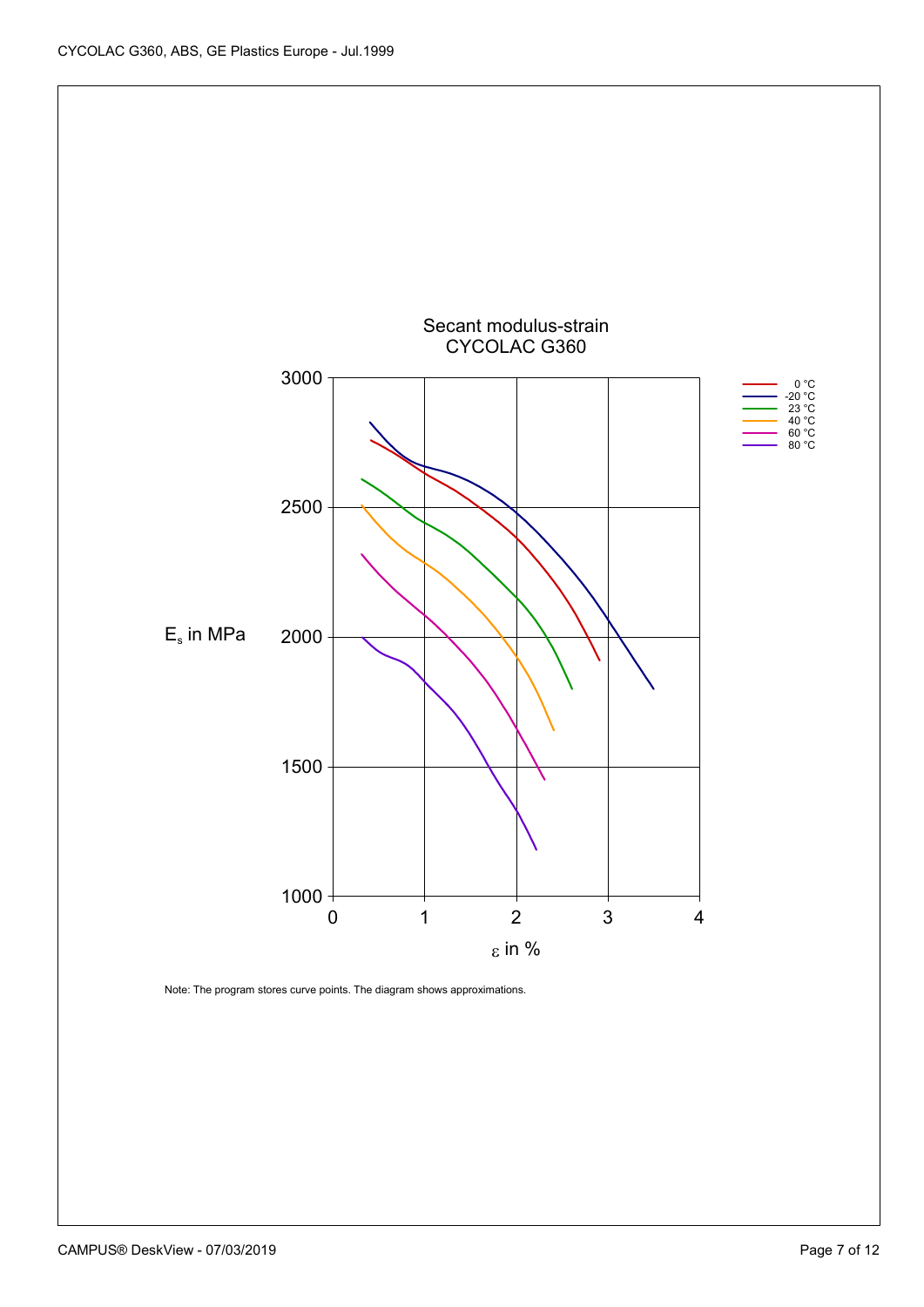Secant modulus-strain
CYCOLAC G360

Note: The program stores curve points. The diagram shows approximations.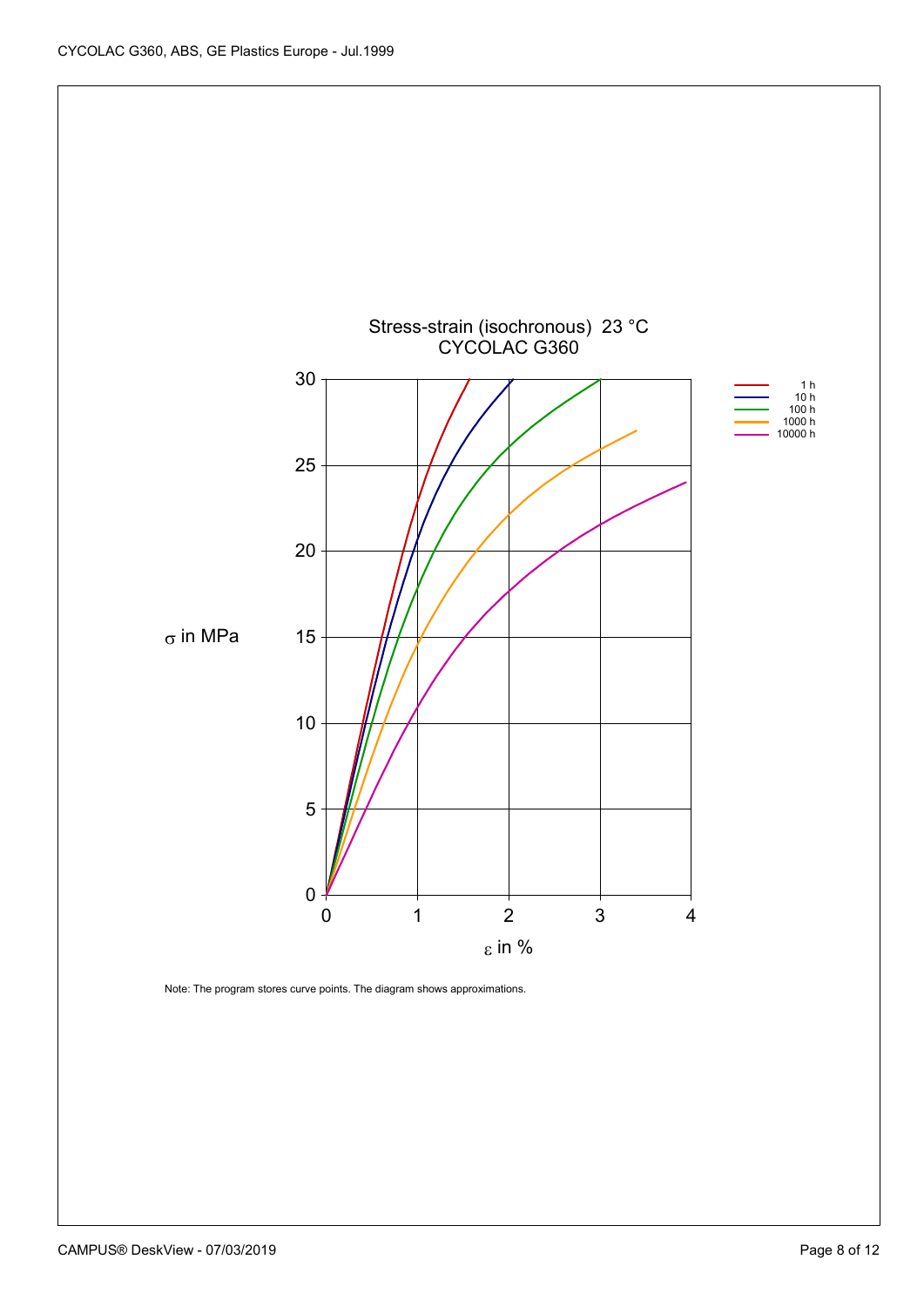Stress-strain (isochronous) 23 °C
CYCOLAC G360

Legend: 1 h, 10 h, 100 h, 1000 h, 10000 h

$\sigma$ in MPa

$\varepsilon$ in %

Note: The program stores curve points. The diagram shows approximations.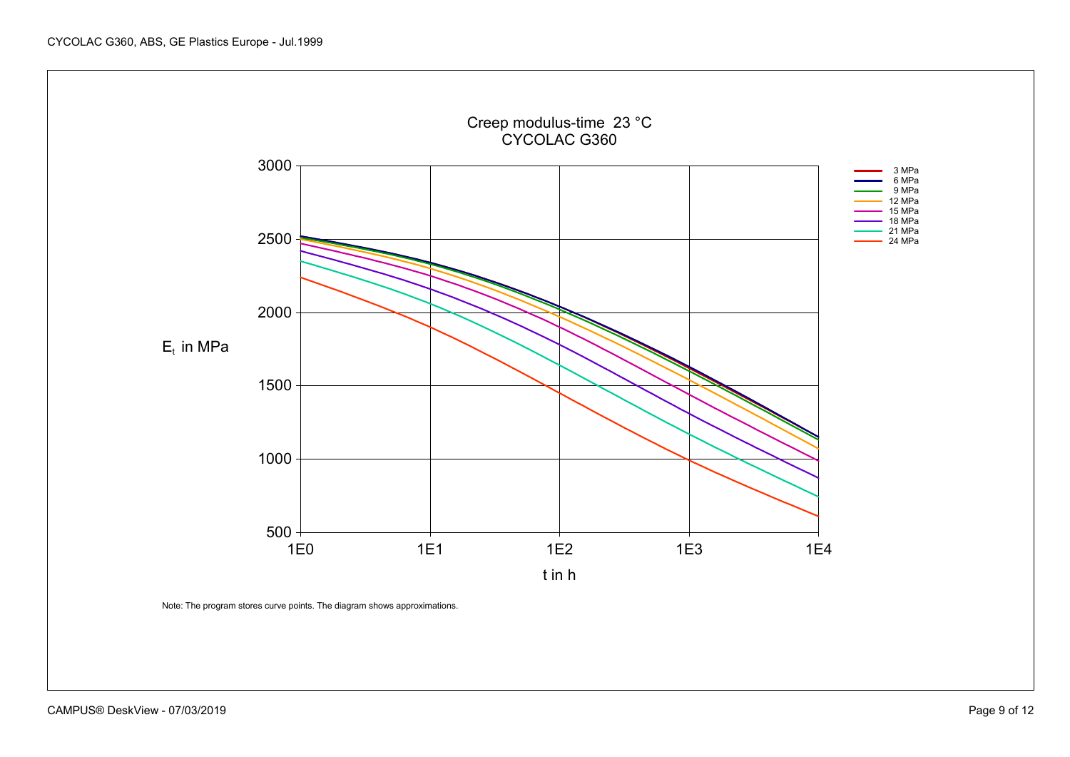Creep modulus-time 23 °C
CYCOLAC G360

$E_t$ in MPa

t in h

3 MPa
6 MPa
9 MPa
12 MPa
15 MPa
18 MPa
21 MPa
24 MPa

Note: The program stores curve points. The diagram shows approximations.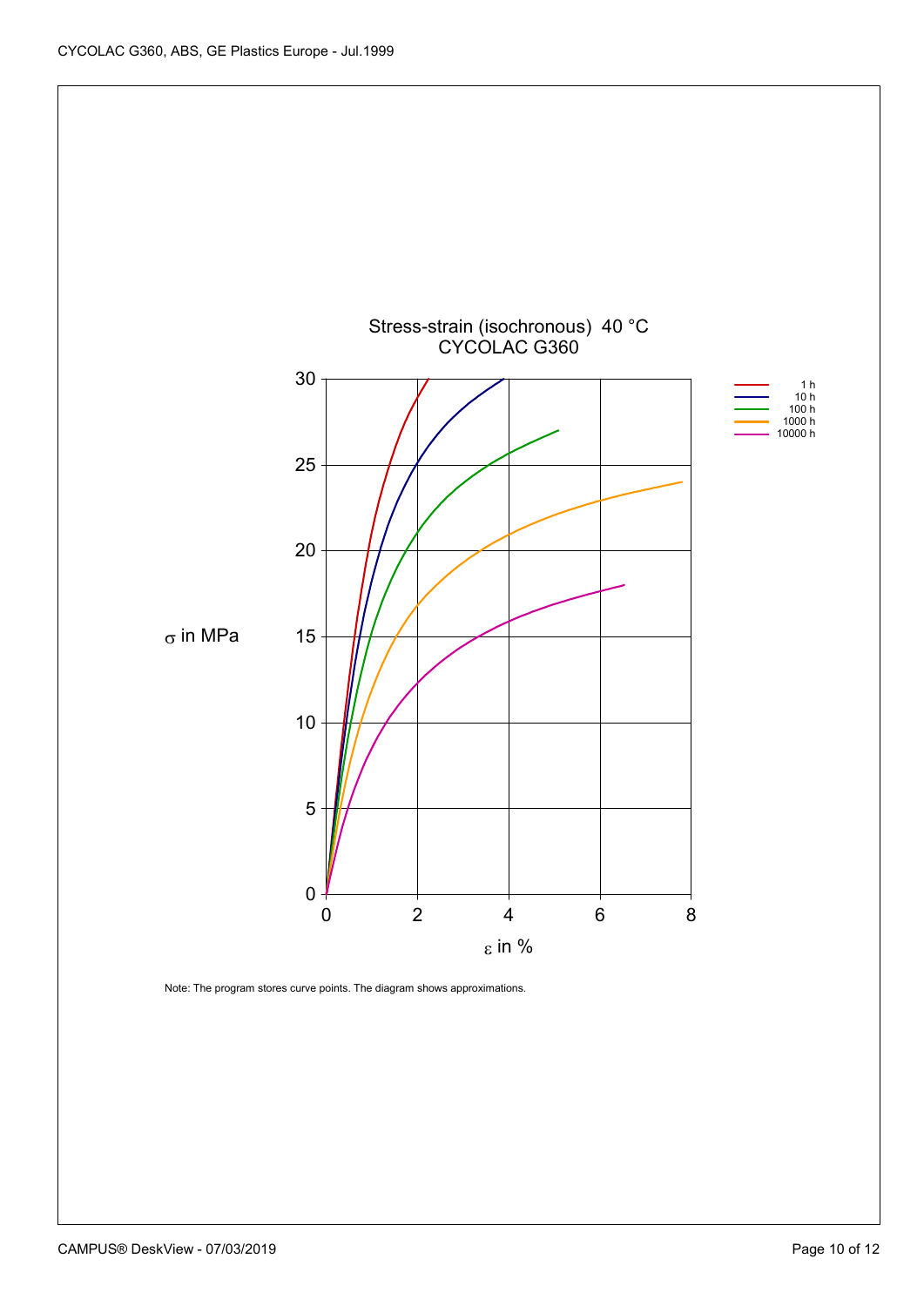Stress-strain (isochronous) 40 °C
CYCOLAC G360

σ in MPa

ε in %

1 h
10 h
100 h
1000 h
10000 h

Note: The program stores curve points. The diagram shows approximations.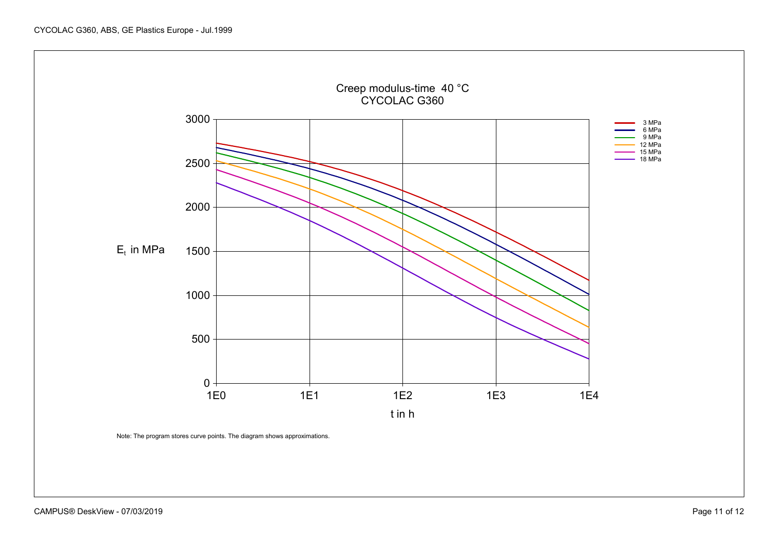Creep modulus-time 40 °C
CYCOLAC G360

$E_t$ in MPa

t in h

Legend: 3 MPa, 6 MPa, 9 MPa, 12 MPa, 15 MPa, 18 MPa

Note: The program stores curve points. The diagram shows approximations.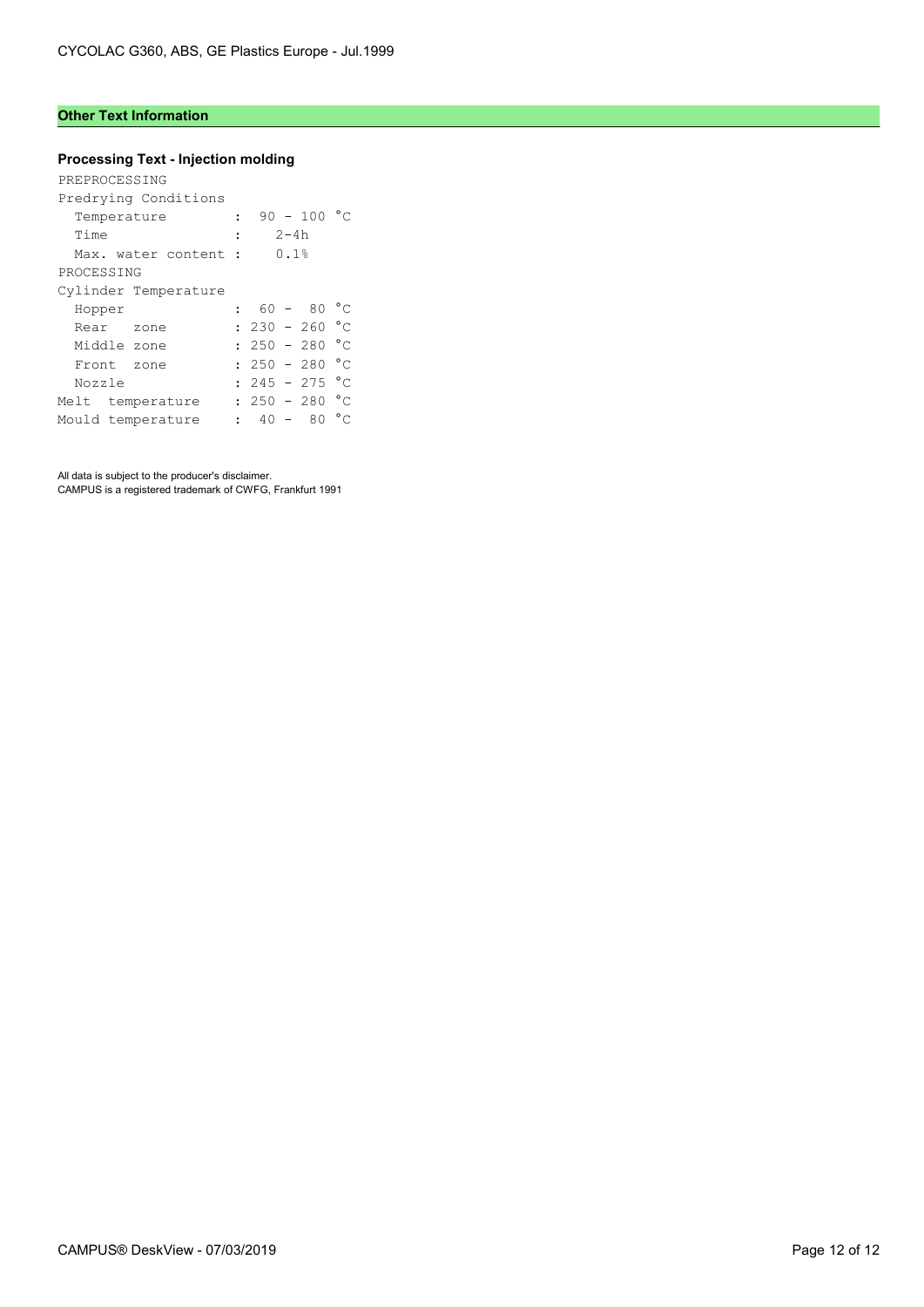## Other Text Information

### Processing Text - Injection molding

PREPROCESSING

Predrying Conditions

| | | |
|---|---|---|
| Temperature | : | 90 - 100 °C |
| Time | : | 2-4h |
| Max. water content | : | 0.1% |

PROCESSING

Cylinder Temperature

| | | |
|---|---|---|
| Hopper | : | 60 - 80 °C |
| Rear zone | : | 230 - 260 °C |
| Middle zone | : | 250 - 280 °C |
| Front zone | : | 250 - 280 °C |
| Nozzle | : | 245 - 275 °C |
| Melt temperature | : | 250 - 280 °C |
| Mould temperature | : | 40 - 80 °C |

All data is subject to the producer's disclaimer.
CAMPUS is a registered trademark of CWFG, Frankfurt 1991